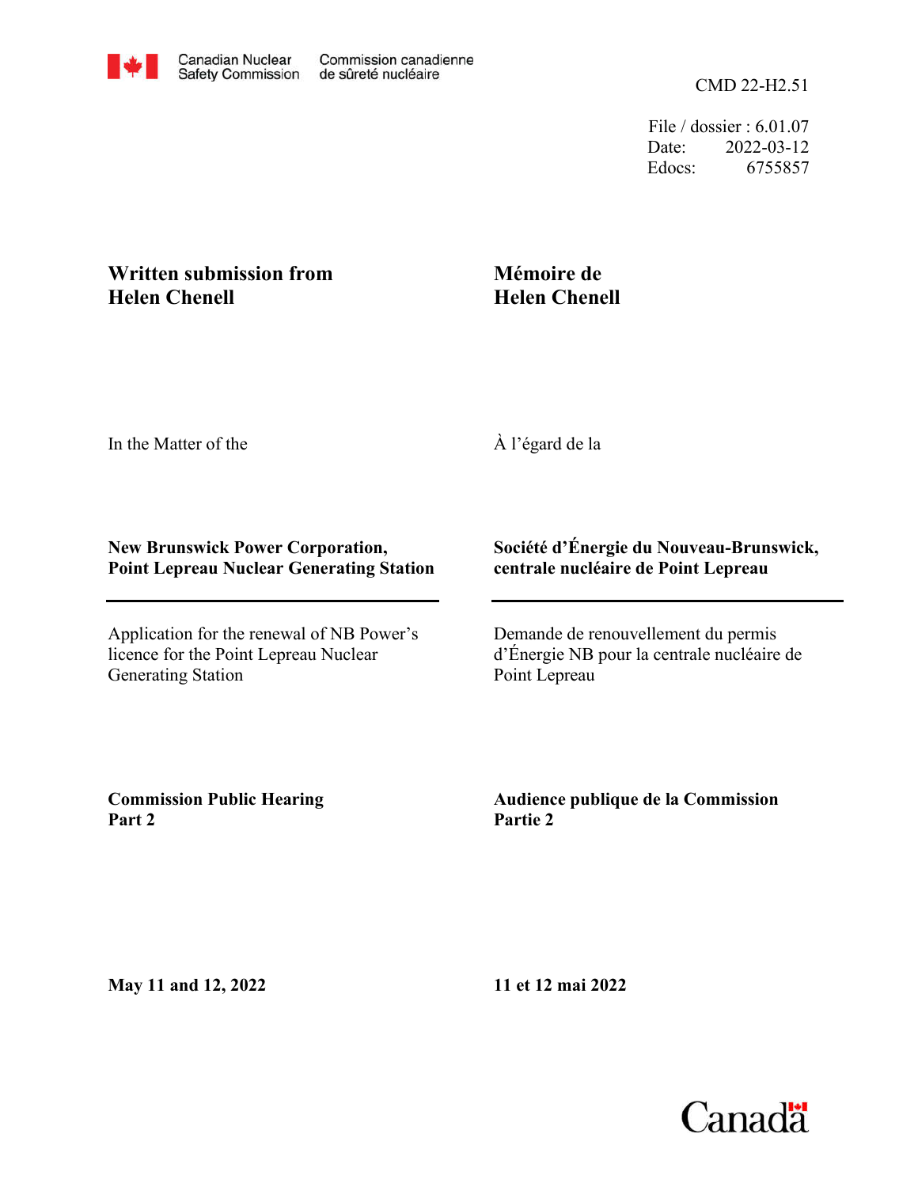Canadian Nuclear Safety Commission | Commission canadienne de sûreté nucléaire

CMD 22-H2.51

File / dossier : 6.01.07
Date: 2022-03-12
Edocs: 6755857

**Written submission from Helen Chenell**

**Mémoire de Helen Chenell**

In the Matter of the

À l'égard de la

**New Brunswick Power Corporation, Point Lepreau Nuclear Generating Station**

**Société d'Énergie du Nouveau-Brunswick, centrale nucléaire de Point Lepreau**

---

Application for the renewal of NB Power's licence for the Point Lepreau Nuclear Generating Station

Demande de renouvellement du permis d'Énergie NB pour la centrale nucléaire de Point Lepreau

**Commission Public Hearing Part 2**

**Audience publique de la Commission Partie 2**

**May 11 and 12, 2022**

**11 et 12 mai 2022**

Canada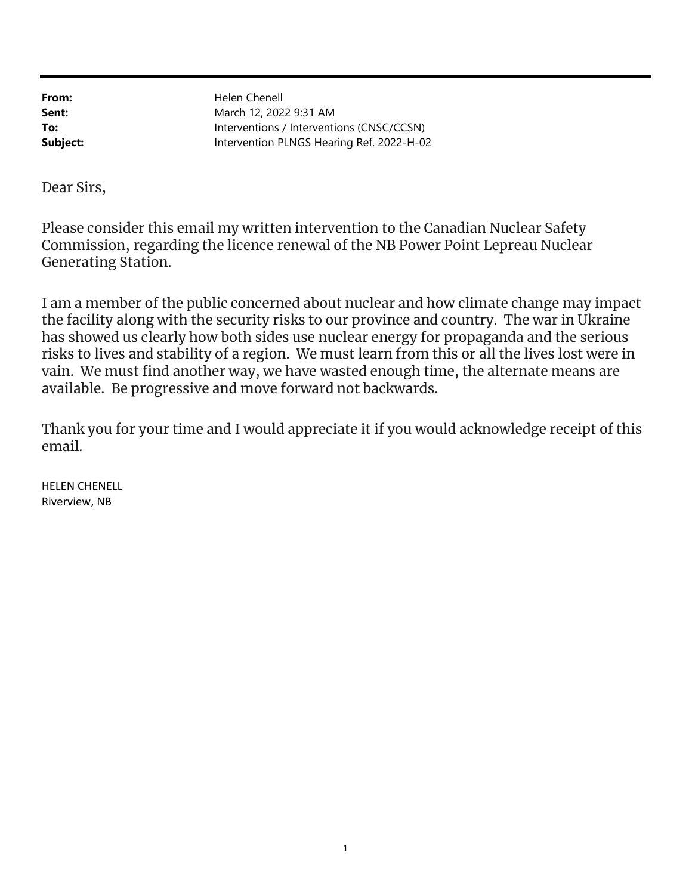**From:** Helen Chenell
**Sent:** March 12, 2022 9:31 AM
**To:** Interventions / Interventions (CNSC/CCSN)
**Subject:** Intervention PLNGS Hearing Ref. 2022-H-02

Dear Sirs,

Please consider this email my written intervention to the Canadian Nuclear Safety Commission, regarding the licence renewal of the NB Power Point Lepreau Nuclear Generating Station.

I am a member of the public concerned about nuclear and how climate change may impact the facility along with the security risks to our province and country. The war in Ukraine has showed us clearly how both sides use nuclear energy for propaganda and the serious risks to lives and stability of a region. We must learn from this or all the lives lost were in vain. We must find another way, we have wasted enough time, the alternate means are available. Be progressive and move forward not backwards.

Thank you for your time and I would appreciate it if you would acknowledge receipt of this email.

HELEN CHENELL
Riverview, NB